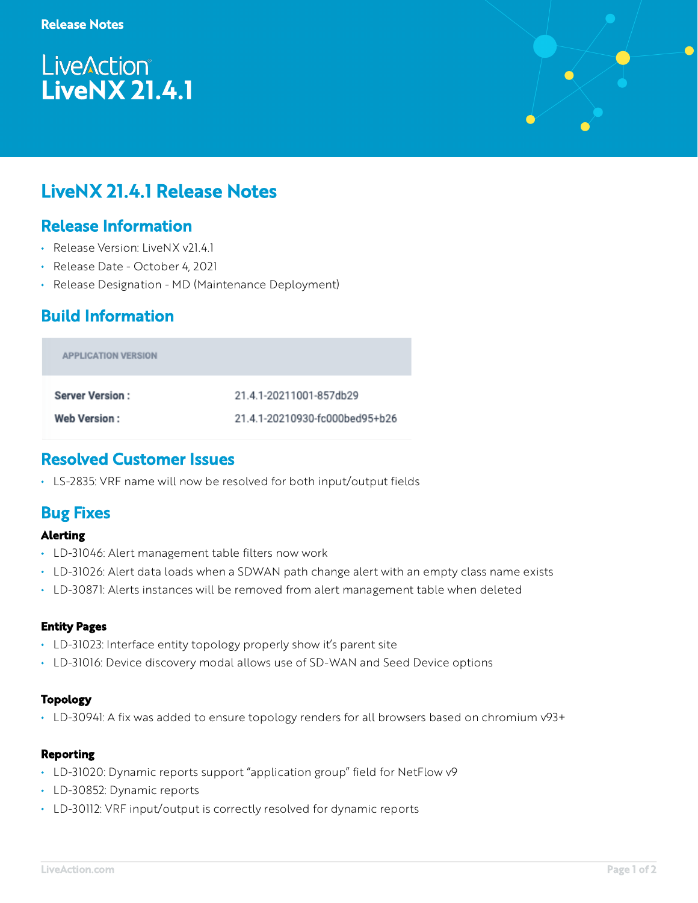Release Notes

# LiveAction
# LiveNX 21.4.1

## LiveNX 21.4.1 Release Notes

## Release Information

- Release Version: LiveNX v21.4.1
- Release Date - October 4, 2021
- Release Designation - MD (Maintenance Deployment)

## Build Information

| APPLICATION VERSION | |
|---|---|
| **Server Version :** | 21.4.1-20211001-857db29 |
| **Web Version :** | 21.4.1-20210930-fc000bed95+b26 |

## Resolved Customer Issues

- LS-2835: VRF name will now be resolved for both input/output fields

## Bug Fixes

### Alerting

- LD-31046: Alert management table filters now work
- LD-31026: Alert data loads when a SDWAN path change alert with an empty class name exists
- LD-30871: Alerts instances will be removed from alert management table when deleted

### Entity Pages

- LD-31023: Interface entity topology properly show it's parent site
- LD-31016: Device discovery modal allows use of SD-WAN and Seed Device options

### Topology

- LD-30941: A fix was added to ensure topology renders for all browsers based on chromium v93+

### Reporting

- LD-31020: Dynamic reports support "application group" field for NetFlow v9
- LD-30852: Dynamic reports
- LD-30112: VRF input/output is correctly resolved for dynamic reports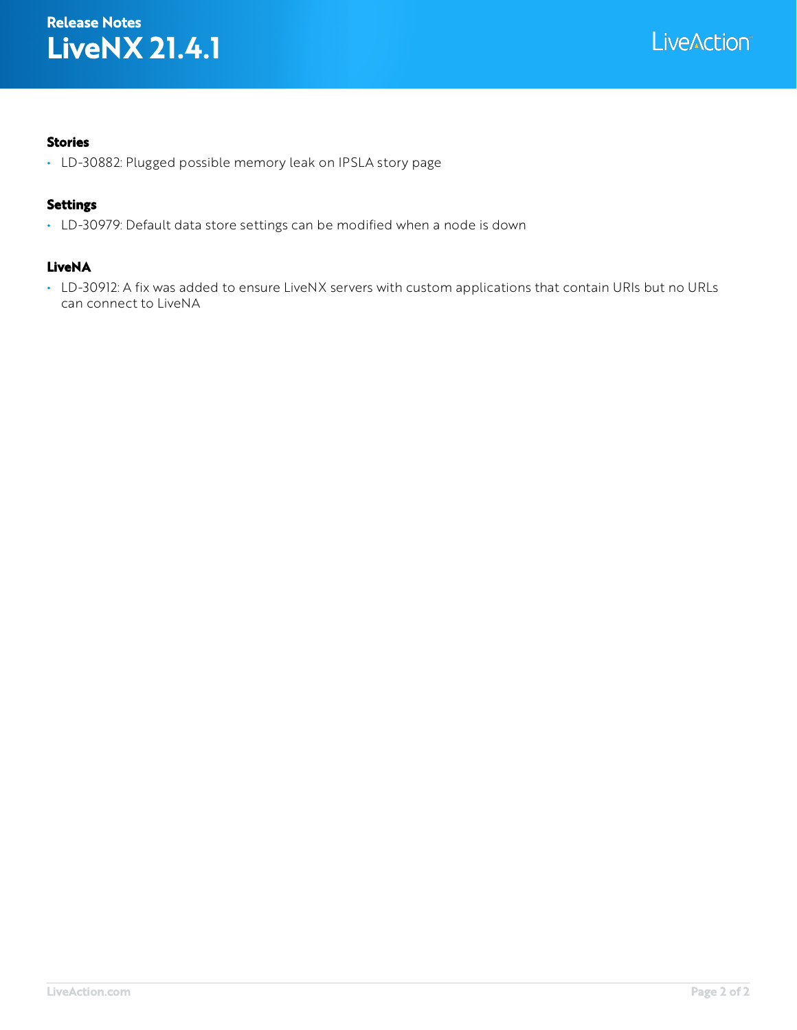### Stories

- LD-30882: Plugged possible memory leak on IPSLA story page

### Settings

- LD-30979: Default data store settings can be modified when a node is down

### LiveNA

- LD-30912: A fix was added to ensure LiveNX servers with custom applications that contain URIs but no URLs can connect to LiveNA